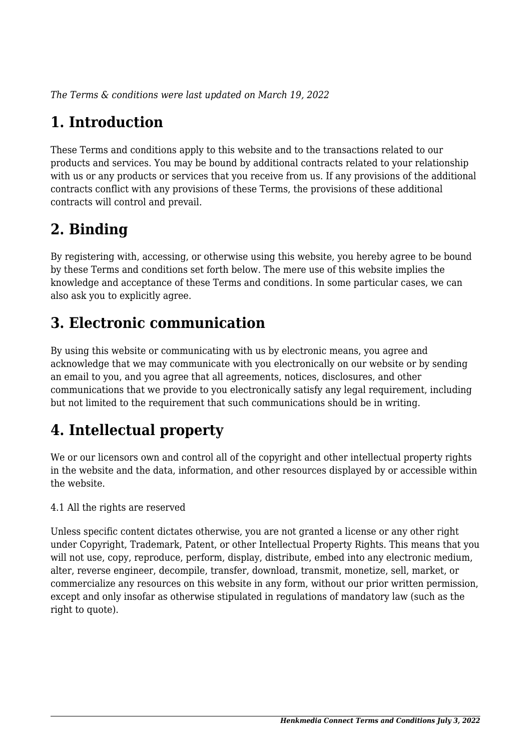*The Terms & conditions were last updated on March 19, 2022*

# 1. Introduction

These Terms and conditions apply to this website and to the transactions related to our products and services. You may be bound by additional contracts related to your relationship with us or any products or services that you receive from us. If any provisions of the additional contracts conflict with any provisions of these Terms, the provisions of these additional contracts will control and prevail.

# 2. Binding

By registering with, accessing, or otherwise using this website, you hereby agree to be bound by these Terms and conditions set forth below. The mere use of this website implies the knowledge and acceptance of these Terms and conditions. In some particular cases, we can also ask you to explicitly agree.

# 3. Electronic communication

By using this website or communicating with us by electronic means, you agree and acknowledge that we may communicate with you electronically on our website or by sending an email to you, and you agree that all agreements, notices, disclosures, and other communications that we provide to you electronically satisfy any legal requirement, including but not limited to the requirement that such communications should be in writing.

# 4. Intellectual property

We or our licensors own and control all of the copyright and other intellectual property rights in the website and the data, information, and other resources displayed by or accessible within the website.

4.1 All the rights are reserved

Unless specific content dictates otherwise, you are not granted a license or any other right under Copyright, Trademark, Patent, or other Intellectual Property Rights. This means that you will not use, copy, reproduce, perform, display, distribute, embed into any electronic medium, alter, reverse engineer, decompile, transfer, download, transmit, monetize, sell, market, or commercialize any resources on this website in any form, without our prior written permission, except and only insofar as otherwise stipulated in regulations of mandatory law (such as the right to quote).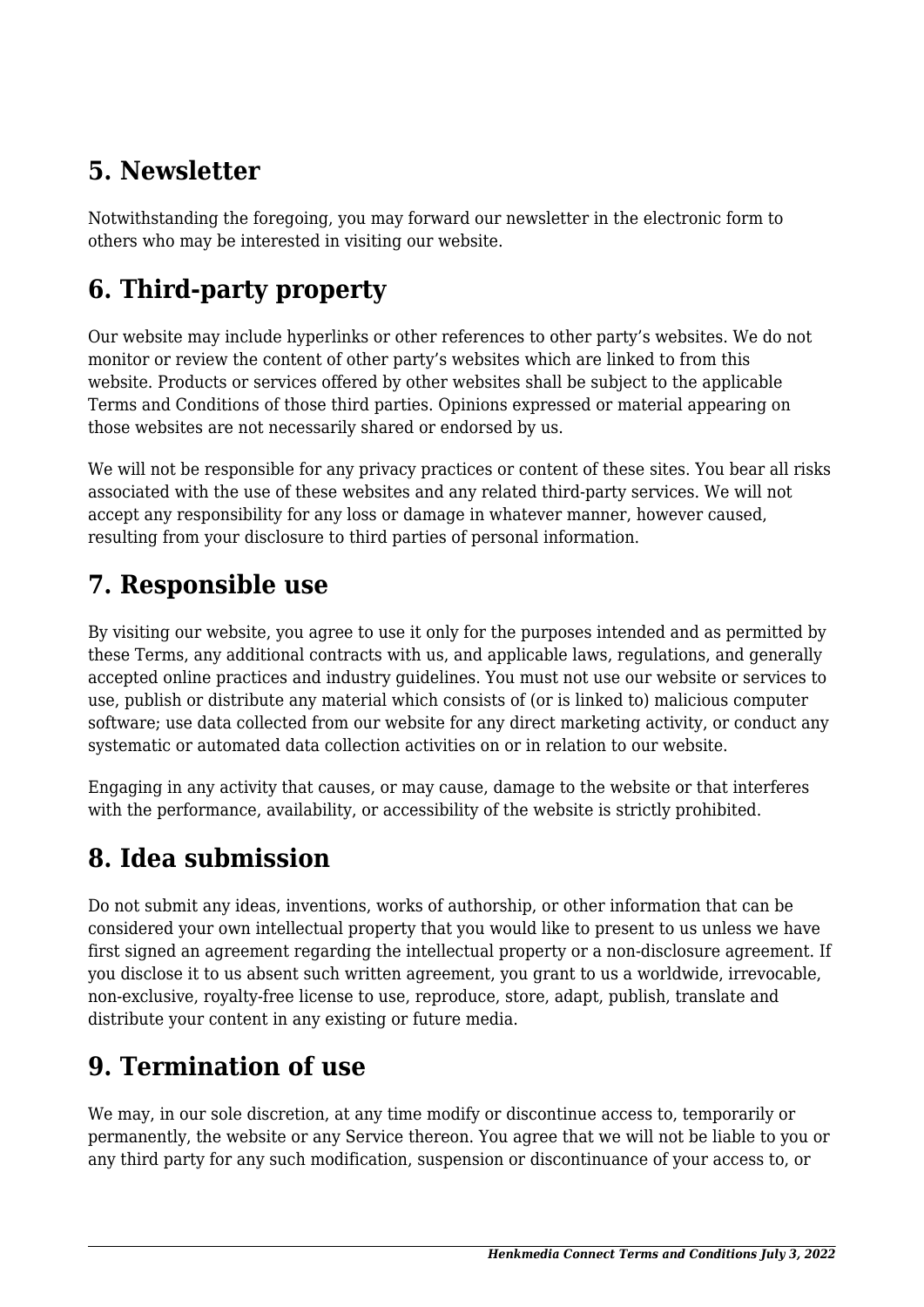## 5. Newsletter

Notwithstanding the foregoing, you may forward our newsletter in the electronic form to others who may be interested in visiting our website.

## 6. Third-party property

Our website may include hyperlinks or other references to other party's websites. We do not monitor or review the content of other party's websites which are linked to from this website. Products or services offered by other websites shall be subject to the applicable Terms and Conditions of those third parties. Opinions expressed or material appearing on those websites are not necessarily shared or endorsed by us.

We will not be responsible for any privacy practices or content of these sites. You bear all risks associated with the use of these websites and any related third-party services. We will not accept any responsibility for any loss or damage in whatever manner, however caused, resulting from your disclosure to third parties of personal information.

## 7. Responsible use

By visiting our website, you agree to use it only for the purposes intended and as permitted by these Terms, any additional contracts with us, and applicable laws, regulations, and generally accepted online practices and industry guidelines. You must not use our website or services to use, publish or distribute any material which consists of (or is linked to) malicious computer software; use data collected from our website for any direct marketing activity, or conduct any systematic or automated data collection activities on or in relation to our website.

Engaging in any activity that causes, or may cause, damage to the website or that interferes with the performance, availability, or accessibility of the website is strictly prohibited.

## 8. Idea submission

Do not submit any ideas, inventions, works of authorship, or other information that can be considered your own intellectual property that you would like to present to us unless we have first signed an agreement regarding the intellectual property or a non-disclosure agreement. If you disclose it to us absent such written agreement, you grant to us a worldwide, irrevocable, non-exclusive, royalty-free license to use, reproduce, store, adapt, publish, translate and distribute your content in any existing or future media.

## 9. Termination of use

We may, in our sole discretion, at any time modify or discontinue access to, temporarily or permanently, the website or any Service thereon. You agree that we will not be liable to you or any third party for any such modification, suspension or discontinuance of your access to, or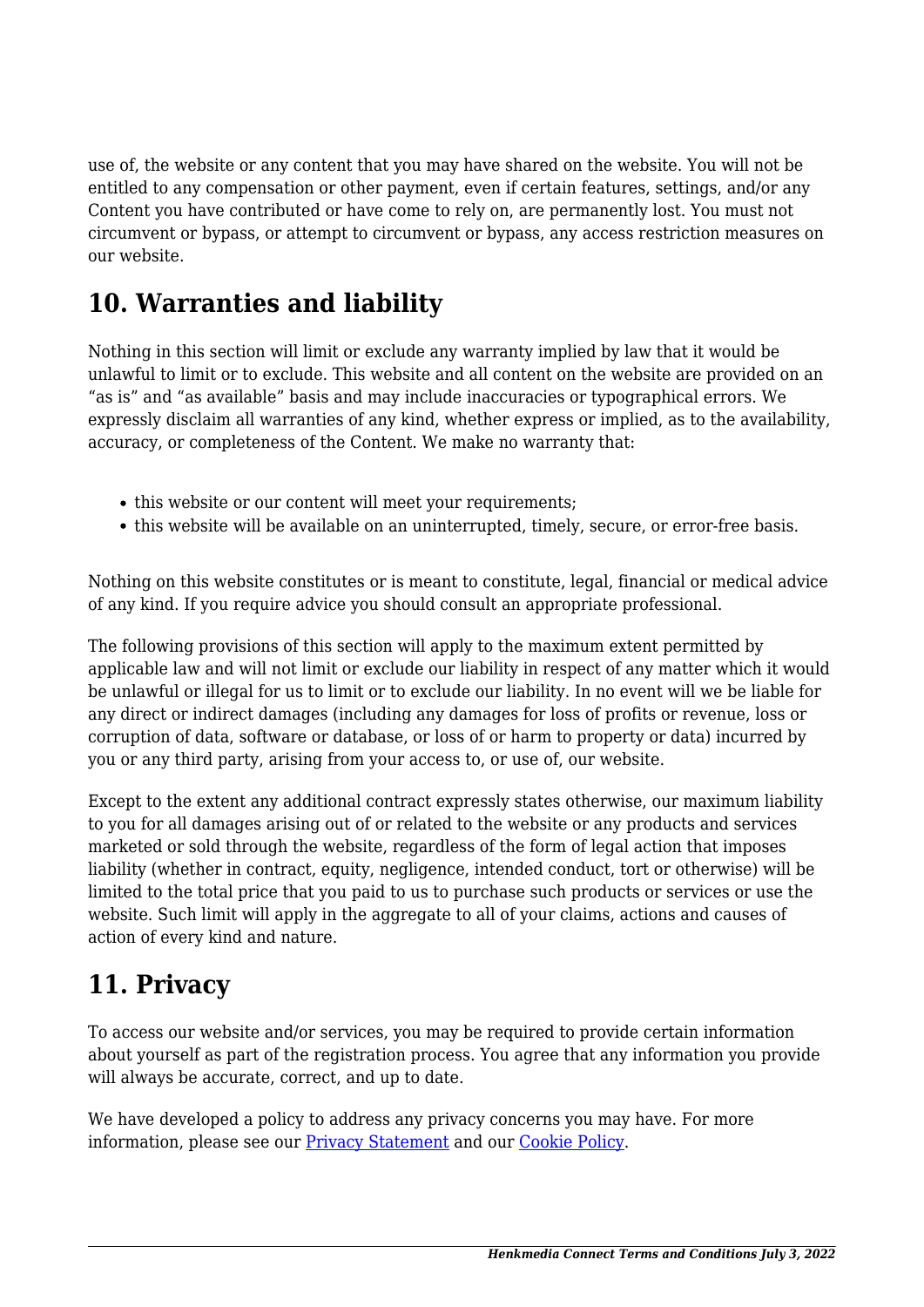use of, the website or any content that you may have shared on the website. You will not be entitled to any compensation or other payment, even if certain features, settings, and/or any Content you have contributed or have come to rely on, are permanently lost. You must not circumvent or bypass, or attempt to circumvent or bypass, any access restriction measures on our website.

## 10. Warranties and liability

Nothing in this section will limit or exclude any warranty implied by law that it would be unlawful to limit or to exclude. This website and all content on the website are provided on an "as is" and "as available" basis and may include inaccuracies or typographical errors. We expressly disclaim all warranties of any kind, whether express or implied, as to the availability, accuracy, or completeness of the Content. We make no warranty that:

- this website or our content will meet your requirements;
- this website will be available on an uninterrupted, timely, secure, or error-free basis.

Nothing on this website constitutes or is meant to constitute, legal, financial or medical advice of any kind. If you require advice you should consult an appropriate professional.

The following provisions of this section will apply to the maximum extent permitted by applicable law and will not limit or exclude our liability in respect of any matter which it would be unlawful or illegal for us to limit or to exclude our liability. In no event will we be liable for any direct or indirect damages (including any damages for loss of profits or revenue, loss or corruption of data, software or database, or loss of or harm to property or data) incurred by you or any third party, arising from your access to, or use of, our website.

Except to the extent any additional contract expressly states otherwise, our maximum liability to you for all damages arising out of or related to the website or any products and services marketed or sold through the website, regardless of the form of legal action that imposes liability (whether in contract, equity, negligence, intended conduct, tort or otherwise) will be limited to the total price that you paid to us to purchase such products or services or use the website. Such limit will apply in the aggregate to all of your claims, actions and causes of action of every kind and nature.

## 11. Privacy

To access our website and/or services, you may be required to provide certain information about yourself as part of the registration process. You agree that any information you provide will always be accurate, correct, and up to date.

We have developed a policy to address any privacy concerns you may have. For more information, please see our [Privacy Statement]() and our [Cookie Policy]().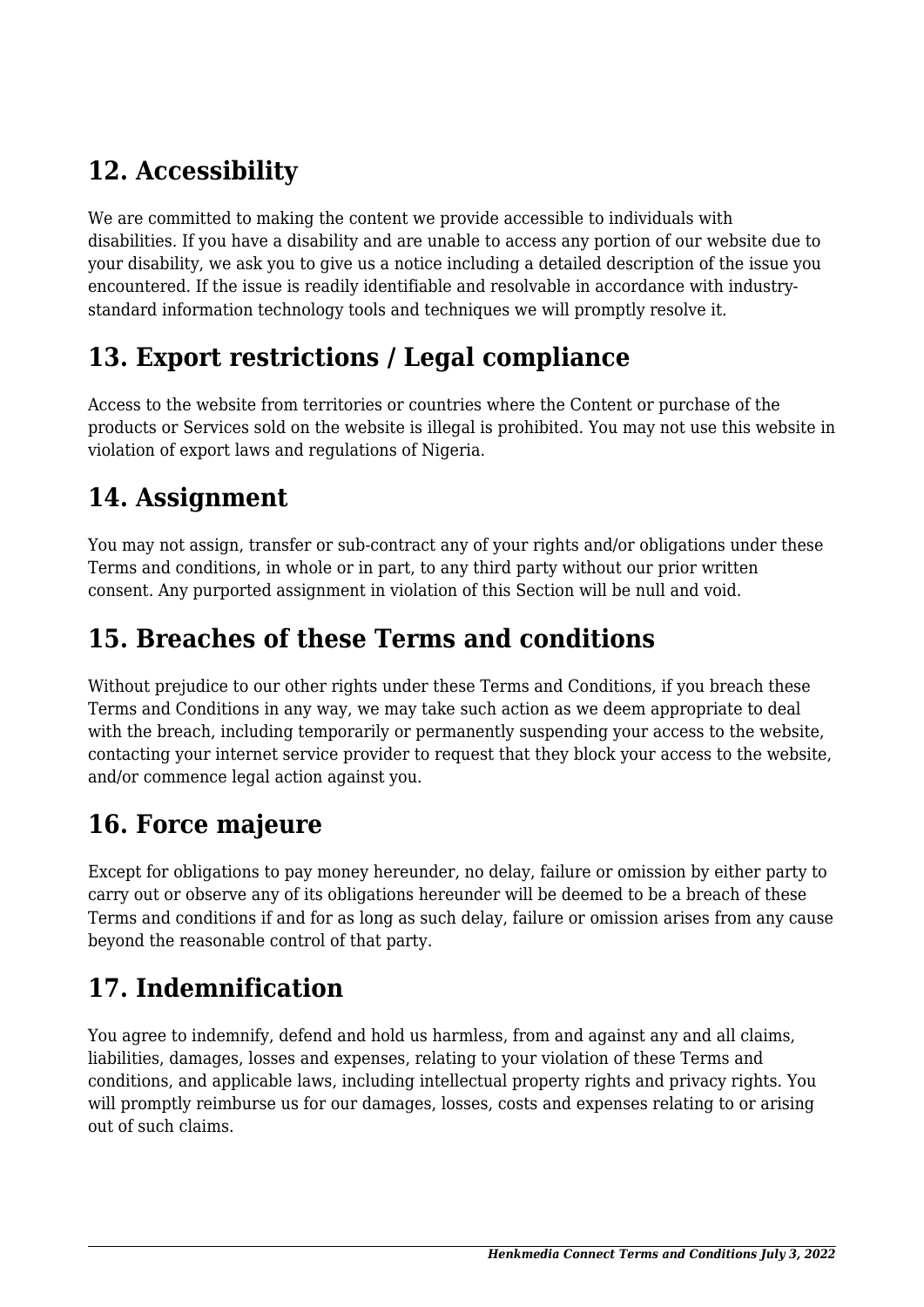## 12. Accessibility

We are committed to making the content we provide accessible to individuals with disabilities. If you have a disability and are unable to access any portion of our website due to your disability, we ask you to give us a notice including a detailed description of the issue you encountered. If the issue is readily identifiable and resolvable in accordance with industry-standard information technology tools and techniques we will promptly resolve it.

## 13. Export restrictions / Legal compliance

Access to the website from territories or countries where the Content or purchase of the products or Services sold on the website is illegal is prohibited. You may not use this website in violation of export laws and regulations of Nigeria.

## 14. Assignment

You may not assign, transfer or sub-contract any of your rights and/or obligations under these Terms and conditions, in whole or in part, to any third party without our prior written consent. Any purported assignment in violation of this Section will be null and void.

## 15. Breaches of these Terms and conditions

Without prejudice to our other rights under these Terms and Conditions, if you breach these Terms and Conditions in any way, we may take such action as we deem appropriate to deal with the breach, including temporarily or permanently suspending your access to the website, contacting your internet service provider to request that they block your access to the website, and/or commence legal action against you.

## 16. Force majeure

Except for obligations to pay money hereunder, no delay, failure or omission by either party to carry out or observe any of its obligations hereunder will be deemed to be a breach of these Terms and conditions if and for as long as such delay, failure or omission arises from any cause beyond the reasonable control of that party.

## 17. Indemnification

You agree to indemnify, defend and hold us harmless, from and against any and all claims, liabilities, damages, losses and expenses, relating to your violation of these Terms and conditions, and applicable laws, including intellectual property rights and privacy rights. You will promptly reimburse us for our damages, losses, costs and expenses relating to or arising out of such claims.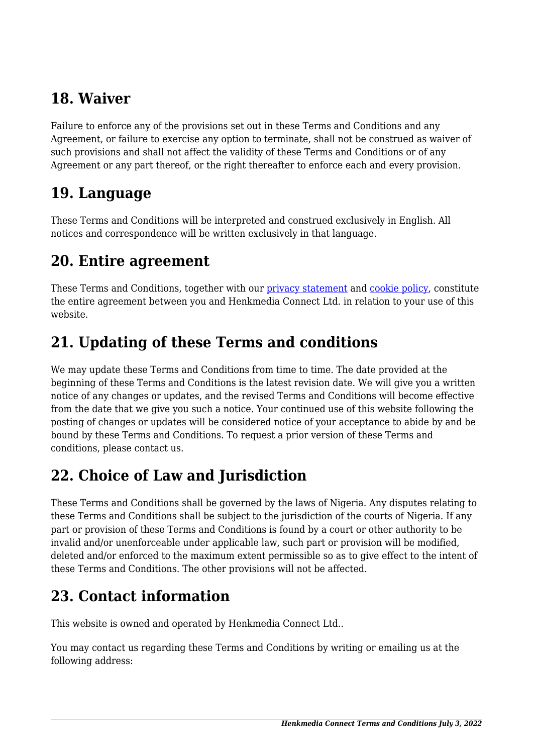## 18. Waiver

Failure to enforce any of the provisions set out in these Terms and Conditions and any Agreement, or failure to exercise any option to terminate, shall not be construed as waiver of such provisions and shall not affect the validity of these Terms and Conditions or of any Agreement or any part thereof, or the right thereafter to enforce each and every provision.

## 19. Language

These Terms and Conditions will be interpreted and construed exclusively in English. All notices and correspondence will be written exclusively in that language.

## 20. Entire agreement

These Terms and Conditions, together with our privacy statement and cookie policy, constitute the entire agreement between you and Henkmedia Connect Ltd. in relation to your use of this website.

## 21. Updating of these Terms and conditions

We may update these Terms and Conditions from time to time. The date provided at the beginning of these Terms and Conditions is the latest revision date. We will give you a written notice of any changes or updates, and the revised Terms and Conditions will become effective from the date that we give you such a notice. Your continued use of this website following the posting of changes or updates will be considered notice of your acceptance to abide by and be bound by these Terms and Conditions. To request a prior version of these Terms and conditions, please contact us.

## 22. Choice of Law and Jurisdiction

These Terms and Conditions shall be governed by the laws of Nigeria. Any disputes relating to these Terms and Conditions shall be subject to the jurisdiction of the courts of Nigeria. If any part or provision of these Terms and Conditions is found by a court or other authority to be invalid and/or unenforceable under applicable law, such part or provision will be modified, deleted and/or enforced to the maximum extent permissible so as to give effect to the intent of these Terms and Conditions. The other provisions will not be affected.

## 23. Contact information

This website is owned and operated by Henkmedia Connect Ltd..

You may contact us regarding these Terms and Conditions by writing or emailing us at the following address: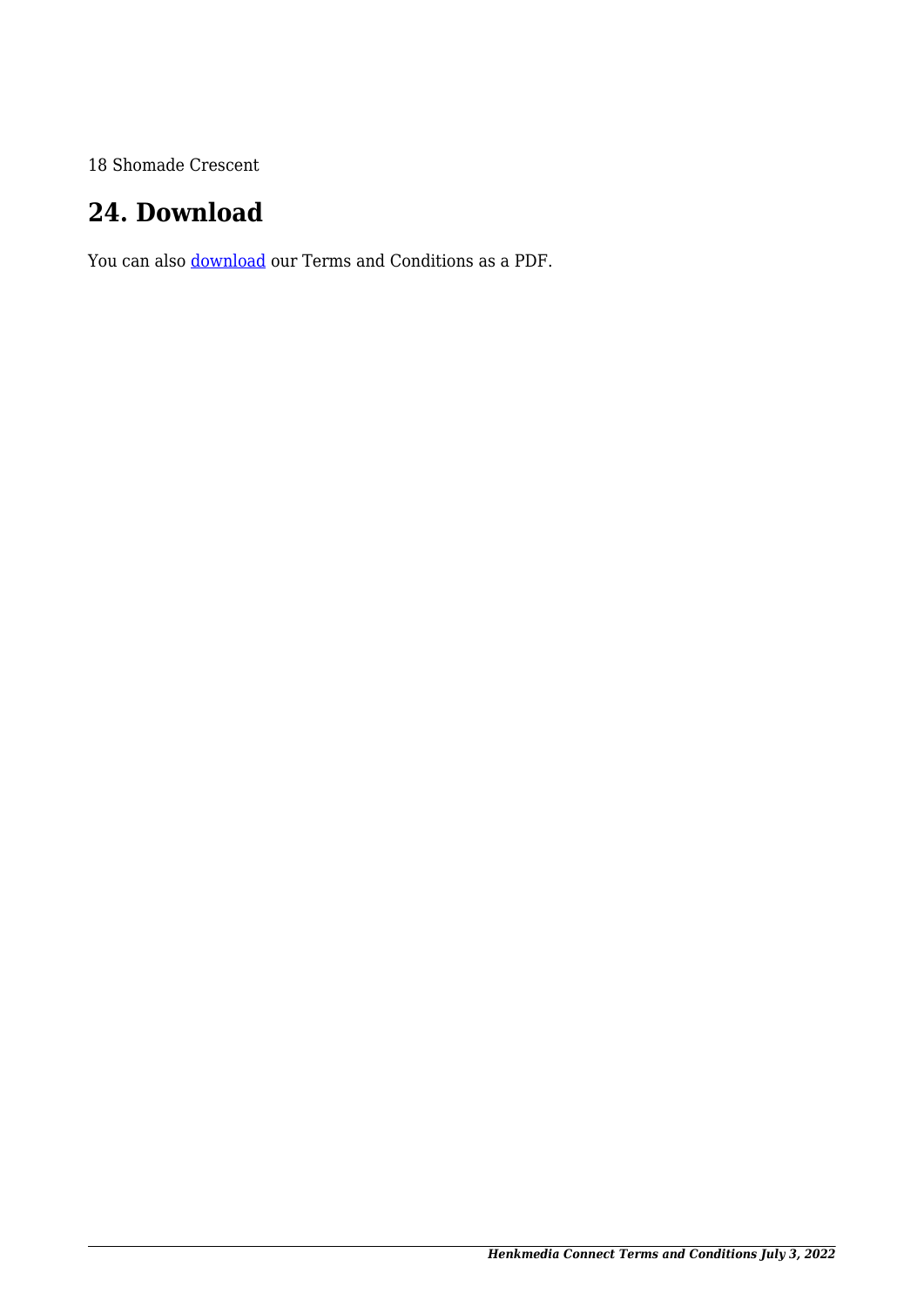18 Shomade Crescent

## 24. Download

You can also download our Terms and Conditions as a PDF.